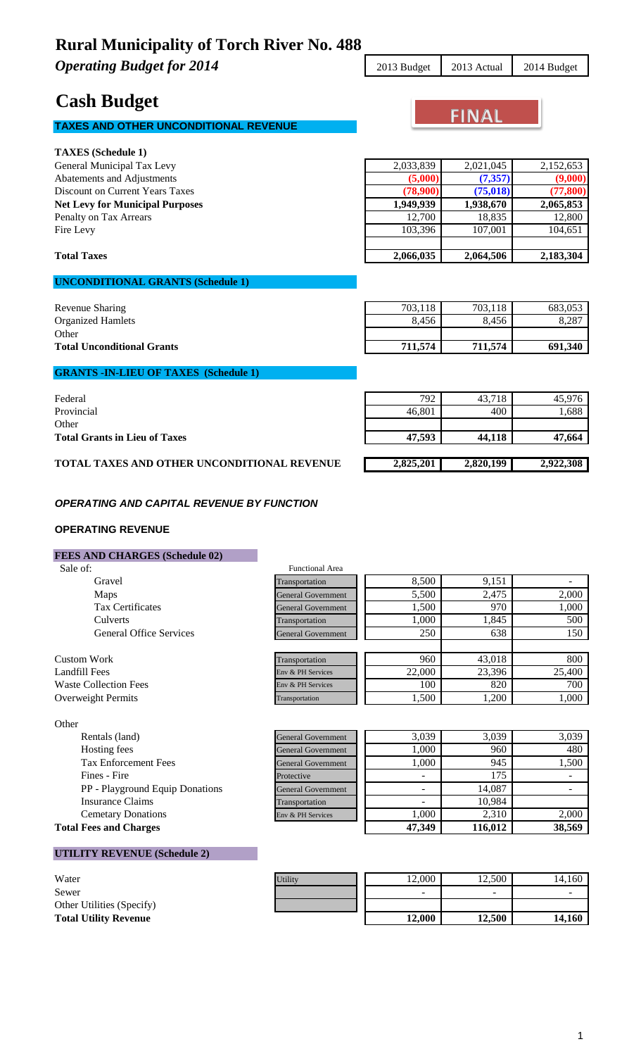# Rural Municipality of Torch River No. 488

*Operating Budget for 2014*

# Cash Budget

FINAL

## TAXES AND OTHER UNCONDITIONAL REVENUE

| | 2013 Budget | 2013 Actual | 2014 Budget |
|---|---|---|---|
| **TAXES (Schedule 1)** | | | |
| General Municipal Tax Levy | 2,033,839 | 2,021,045 | 2,152,653 |
| Abatements and Adjustments | **(5,000)** | **(7,357)** | **(9,000)** |
| Discount on Current Years Taxes | **(78,900)** | **(75,018)** | **(77,800)** |
| **Net Levy for Municipal Purposes** | **1,949,939** | **1,938,670** | **2,065,853** |
| Penalty on Tax Arrears | 12,700 | 18,835 | 12,800 |
| Fire Levy | 103,396 | 107,001 | 104,651 |
| **Total Taxes** | **2,066,035** | **2,064,506** | **2,183,304** |
| **UNCONDITIONAL GRANTS (Schedule 1)** | | | |
| Revenue Sharing | 703,118 | 703,118 | 683,053 |
| Organized Hamlets | 8,456 | 8,456 | 8,287 |
| Other | | | |
| **Total Unconditional Grants** | **711,574** | **711,574** | **691,340** |
| **GRANTS -IN-LIEU OF TAXES (Schedule 1)** | | | |
| Federal | 792 | 43,718 | 45,976 |
| Provincial | 46,801 | 400 | 1,688 |
| Other | | | |
| **Total Grants in Lieu of Taxes** | **47,593** | **44,118** | **47,664** |
| **TOTAL TAXES AND OTHER UNCONDITIONAL REVENUE** | **2,825,201** | **2,820,199** | **2,922,308** |

### *OPERATING AND CAPITAL REVENUE BY FUNCTION*

### OPERATING REVENUE

| **FEES AND CHARGES (Schedule 02)** | Functional Area | 2013 Budget | 2013 Actual | 2014 Budget |
|---|---|---|---|---|
| Sale of: | | | | |
| Gravel | Transportation | 8,500 | 9,151 | - |
| Maps | General Government | 5,500 | 2,475 | 2,000 |
| Tax Certificates | General Government | 1,500 | 970 | 1,000 |
| Culverts | Transportation | 1,000 | 1,845 | 500 |
| General Office Services | General Government | 250 | 638 | 150 |
| Custom Work | Transportation | 960 | 43,018 | 800 |
| Landfill Fees | Env & PH Services | 22,000 | 23,396 | 25,400 |
| Waste Collection Fees | Env & PH Services | 100 | 820 | 700 |
| Overweight Permits | Transportation | 1,500 | 1,200 | 1,000 |
| Other | | | | |
| Rentals (land) | General Government | 3,039 | 3,039 | 3,039 |
| Hosting fees | General Government | 1,000 | 960 | 480 |
| Tax Enforcement Fees | General Government | 1,000 | 945 | 1,500 |
| Fines - Fire | Protective | - | 175 | - |
| PP - Playground Equip Donations | General Government | - | 14,087 | - |
| Insurance Claims | Transportation | - | 10,984 | |
| Cemetary Donations | Env & PH Services | 1,000 | 2,310 | 2,000 |
| **Total Fees and Charges** | | **47,349** | **116,012** | **38,569** |

| **UTILITY REVENUE (Schedule 2)** | | 2013 Budget | 2013 Actual | 2014 Budget |
|---|---|---|---|---|
| Water | Utility | 12,000 | 12,500 | 14,160 |
| Sewer | | - | - | - |
| Other Utilities (Specify) | | | | |
| **Total Utility Revenue** | | **12,000** | **12,500** | **14,160** |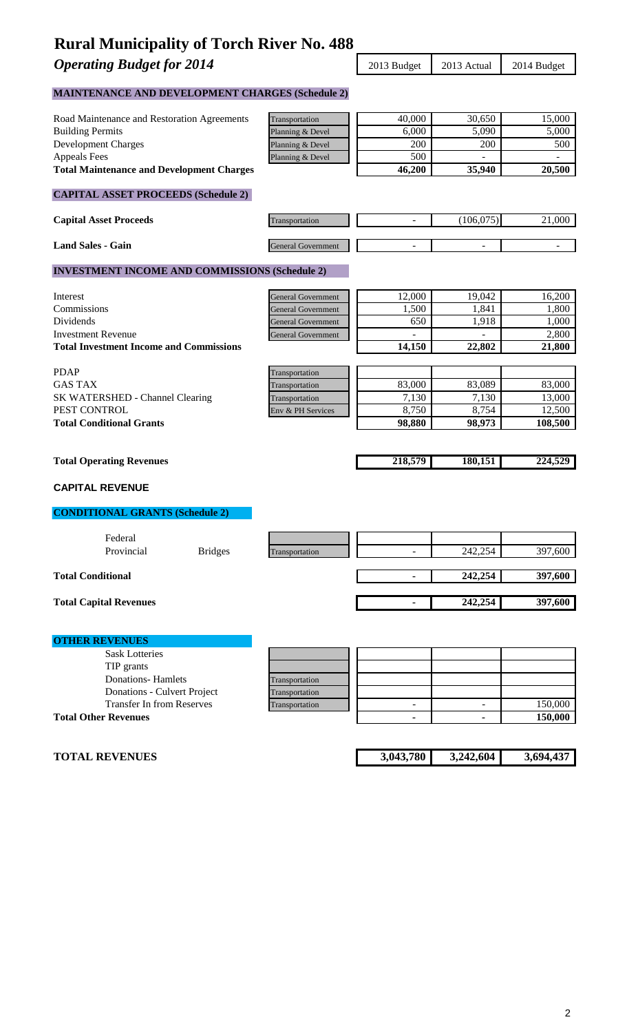# Rural Municipality of Torch River No. 488

## *Operating Budget for 2014*

| | | 2013 Budget | 2013 Actual | 2014 Budget |
|---|---|---|---|---|
| **MAINTENANCE AND DEVELOPMENT CHARGES (Schedule 2)** | | | | |
| Road Maintenance and Restoration Agreements | Transportation | 40,000 | 30,650 | 15,000 |
| Building Permits | Planning & Devel | 6,000 | 5,090 | 5,000 |
| Development Charges | Planning & Devel | 200 | 200 | 500 |
| Appeals Fees | Planning & Devel | 500 | - | - |
| **Total Maintenance and Development Charges** | | **46,200** | **35,940** | **20,500** |
| **CAPITAL ASSET PROCEEDS (Schedule 2)** | | | | |
| **Capital Asset Proceeds** | Transportation | - | (106,075) | 21,000 |
| **Land Sales - Gain** | General Government | - | - | - |
| **INVESTMENT INCOME AND COMMISSIONS (Schedule 2)** | | | | |
| Interest | General Government | 12,000 | 19,042 | 16,200 |
| Commissions | General Government | 1,500 | 1,841 | 1,800 |
| Dividends | General Government | 650 | 1,918 | 1,000 |
| Investment Revenue | General Government | - | - | 2,800 |
| **Total Investment Income and Commissions** | | **14,150** | **22,802** | **21,800** |
| PDAP | Transportation | | | |
| GAS TAX | Transportation | 83,000 | 83,089 | 83,000 |
| SK WATERSHED - Channel Clearing | Transportation | 7,130 | 7,130 | 13,000 |
| PEST CONTROL | Env & PH Services | 8,750 | 8,754 | 12,500 |
| **Total Conditional Grants** | | **98,880** | **98,973** | **108,500** |
| **Total Operating Revenues** | | **218,579** | **180,151** | **224,529** |

### CAPITAL REVENUE

| | | 2013 Budget | 2013 Actual | 2014 Budget |
|---|---|---|---|---|
| **CONDITIONAL GRANTS (Schedule 2)** | | | | |
| Federal | | | | |
| Provincial — Bridges | Transportation | - | 242,254 | 397,600 |
| **Total Conditional** | | **-** | **242,254** | **397,600** |
| **Total Capital Revenues** | | **-** | **242,254** | **397,600** |
| **OTHER REVENUES** | | | | |
| Sask Lotteries | | | | |
| TIP grants | | | | |
| Donations- Hamlets | Transportation | | | |
| Donations - Culvert Project | Transportation | | | |
| Transfer In from Reserves | Transportation | - | - | 150,000 |
| **Total Other Revenues** | | **-** | **-** | **150,000** |
| **TOTAL REVENUES** | | **3,043,780** | **3,242,604** | **3,694,437** |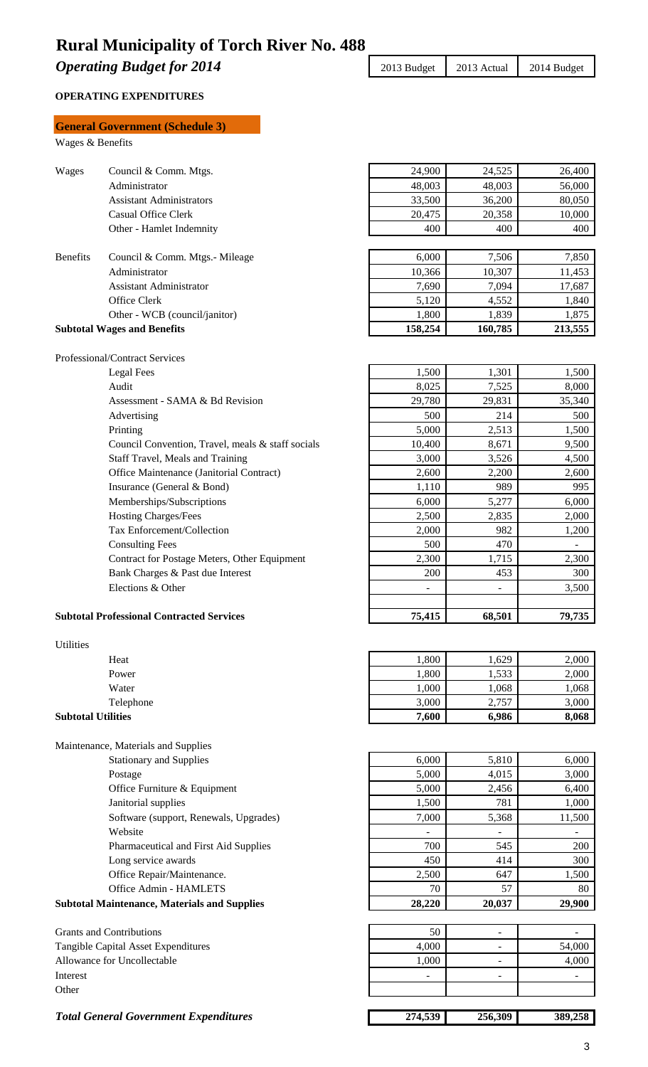# Rural Municipality of Torch River No. 488

## *Operating Budget for 2014*

### OPERATING EXPENDITURES

#### General Government (Schedule 3)

| | | 2013 Budget | 2013 Actual | 2014 Budget |
|---|---|---|---|---|
| **Wages & Benefits** | | | | |
| Wages | Council & Comm. Mtgs. | 24,900 | 24,525 | 26,400 |
| | Administrator | 48,003 | 48,003 | 56,000 |
| | Assistant Administrators | 33,500 | 36,200 | 80,050 |
| | Casual Office Clerk | 20,475 | 20,358 | 10,000 |
| | Other - Hamlet Indemnity | 400 | 400 | 400 |
| Benefits | Council & Comm. Mtgs.- Mileage | 6,000 | 7,506 | 7,850 |
| | Administrator | 10,366 | 10,307 | 11,453 |
| | Assistant Administrator | 7,690 | 7,094 | 17,687 |
| | Office Clerk | 5,120 | 4,552 | 1,840 |
| | Other - WCB (council/janitor) | 1,800 | 1,839 | 1,875 |
| **Subtotal Wages and Benefits** | | **158,254** | **160,785** | **213,555** |
| **Professional/Contract Services** | | | | |
| | Legal Fees | 1,500 | 1,301 | 1,500 |
| | Audit | 8,025 | 7,525 | 8,000 |
| | Assessment - SAMA & Bd Revision | 29,780 | 29,831 | 35,340 |
| | Advertising | 500 | 214 | 500 |
| | Printing | 5,000 | 2,513 | 1,500 |
| | Council Convention, Travel, meals & staff socials | 10,400 | 8,671 | 9,500 |
| | Staff Travel, Meals and Training | 3,000 | 3,526 | 4,500 |
| | Office Maintenance (Janitorial Contract) | 2,600 | 2,200 | 2,600 |
| | Insurance (General & Bond) | 1,110 | 989 | 995 |
| | Memberships/Subscriptions | 6,000 | 5,277 | 6,000 |
| | Hosting Charges/Fees | 2,500 | 2,835 | 2,000 |
| | Tax Enforcement/Collection | 2,000 | 982 | 1,200 |
| | Consulting Fees | 500 | 470 | - |
| | Contract for Postage Meters, Other Equipment | 2,300 | 1,715 | 2,300 |
| | Bank Charges & Past due Interest | 200 | 453 | 300 |
| | Elections & Other | - | - | 3,500 |
| **Subtotal Professional Contracted Services** | | **75,415** | **68,501** | **79,735** |
| **Utilities** | | | | |
| | Heat | 1,800 | 1,629 | 2,000 |
| | Power | 1,800 | 1,533 | 2,000 |
| | Water | 1,000 | 1,068 | 1,068 |
| | Telephone | 3,000 | 2,757 | 3,000 |
| **Subtotal Utilities** | | **7,600** | **6,986** | **8,068** |
| **Maintenance, Materials and Supplies** | | | | |
| | Stationary and Supplies | 6,000 | 5,810 | 6,000 |
| | Postage | 5,000 | 4,015 | 3,000 |
| | Office Furniture & Equipment | 5,000 | 2,456 | 6,400 |
| | Janitorial supplies | 1,500 | 781 | 1,000 |
| | Software (support, Renewals, Upgrades) | 7,000 | 5,368 | 11,500 |
| | Website | - | - | - |
| | Pharmaceutical and First Aid Supplies | 700 | 545 | 200 |
| | Long service awards | 450 | 414 | 300 |
| | Office Repair/Maintenance. | 2,500 | 647 | 1,500 |
| | Office Admin - HAMLETS | 70 | 57 | 80 |
| **Subtotal Maintenance, Materials and Supplies** | | **28,220** | **20,037** | **29,900** |
| Grants and Contributions | | 50 | - | - |
| Tangible Capital Asset Expenditures | | 4,000 | - | 54,000 |
| Allowance for Uncollectable | | 1,000 | - | 4,000 |
| Interest | | - | - | - |
| Other | | | | |
| ***Total General Government Expenditures*** | | **274,539** | **256,309** | **389,258** |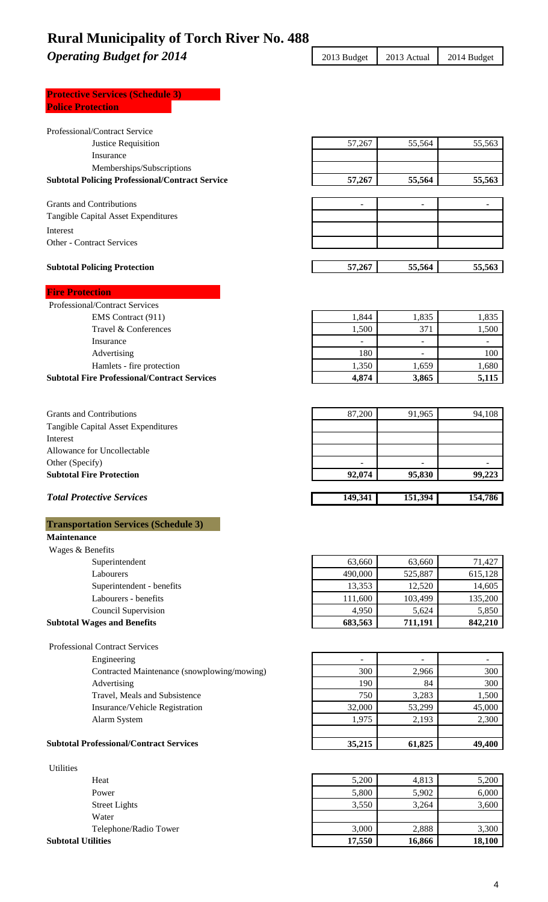# Rural Municipality of Torch River No. 488

## *Operating Budget for 2014*

| | 2013 Budget | 2013 Actual | 2014 Budget |
|---|---|---|---|
| **Protective Services (Schedule 3)** | | | |
| **Police Protection** | | | |
| Professional/Contract Service | | | |
| Justice Requisition | 57,267 | 55,564 | 55,563 |
| Insurance | | | |
| Memberships/Subscriptions | | | |
| **Subtotal Policing Professional/Contract Service** | **57,267** | **55,564** | **55,563** |
| Grants and Contributions | - | - | - |
| Tangible Capital Asset Expenditures | | | |
| Interest | | | |
| Other - Contract Services | | | |
| **Subtotal Policing Protection** | **57,267** | **55,564** | **55,563** |
| **Fire Protection** | | | |
| Professional/Contract Services | | | |
| EMS Contract (911) | 1,844 | 1,835 | 1,835 |
| Travel & Conferences | 1,500 | 371 | 1,500 |
| Insurance | - | - | - |
| Advertising | 180 | - | 100 |
| Hamlets - fire protection | 1,350 | 1,659 | 1,680 |
| **Subtotal Fire Professional/Contract Services** | **4,874** | **3,865** | **5,115** |
| Grants and Contributions | 87,200 | 91,965 | 94,108 |
| Tangible Capital Asset Expenditures | | | |
| Interest | | | |
| Allowance for Uncollectable | | | |
| Other (Specify) | - | - | - |
| **Subtotal Fire Protection** | **92,074** | **95,830** | **99,223** |
| ***Total Protective Services*** | **149,341** | **151,394** | **154,786** |
| **Transportation Services (Schedule 3)** | | | |
| **Maintenance** | | | |
| Wages & Benefits | | | |
| Superintendent | 63,660 | 63,660 | 71,427 |
| Labourers | 490,000 | 525,887 | 615,128 |
| Superintendent - benefits | 13,353 | 12,520 | 14,605 |
| Labourers - benefits | 111,600 | 103,499 | 135,200 |
| Council Supervision | 4,950 | 5,624 | 5,850 |
| **Subtotal Wages and Benefits** | **683,563** | **711,191** | **842,210** |
| Professional Contract Services | | | |
| Engineering | - | - | - |
| Contracted Maintenance (snowplowing/mowing) | 300 | 2,966 | 300 |
| Advertising | 190 | 84 | 300 |
| Travel, Meals and Subsistence | 750 | 3,283 | 1,500 |
| Insurance/Vehicle Registration | 32,000 | 53,299 | 45,000 |
| Alarm System | 1,975 | 2,193 | 2,300 |
| **Subtotal Professional/Contract Services** | **35,215** | **61,825** | **49,400** |
| Utilities | | | |
| Heat | 5,200 | 4,813 | 5,200 |
| Power | 5,800 | 5,902 | 6,000 |
| Street Lights | 3,550 | 3,264 | 3,600 |
| Water | | | |
| Telephone/Radio Tower | 3,000 | 2,888 | 3,300 |
| **Subtotal Utilities** | **17,550** | **16,866** | **18,100** |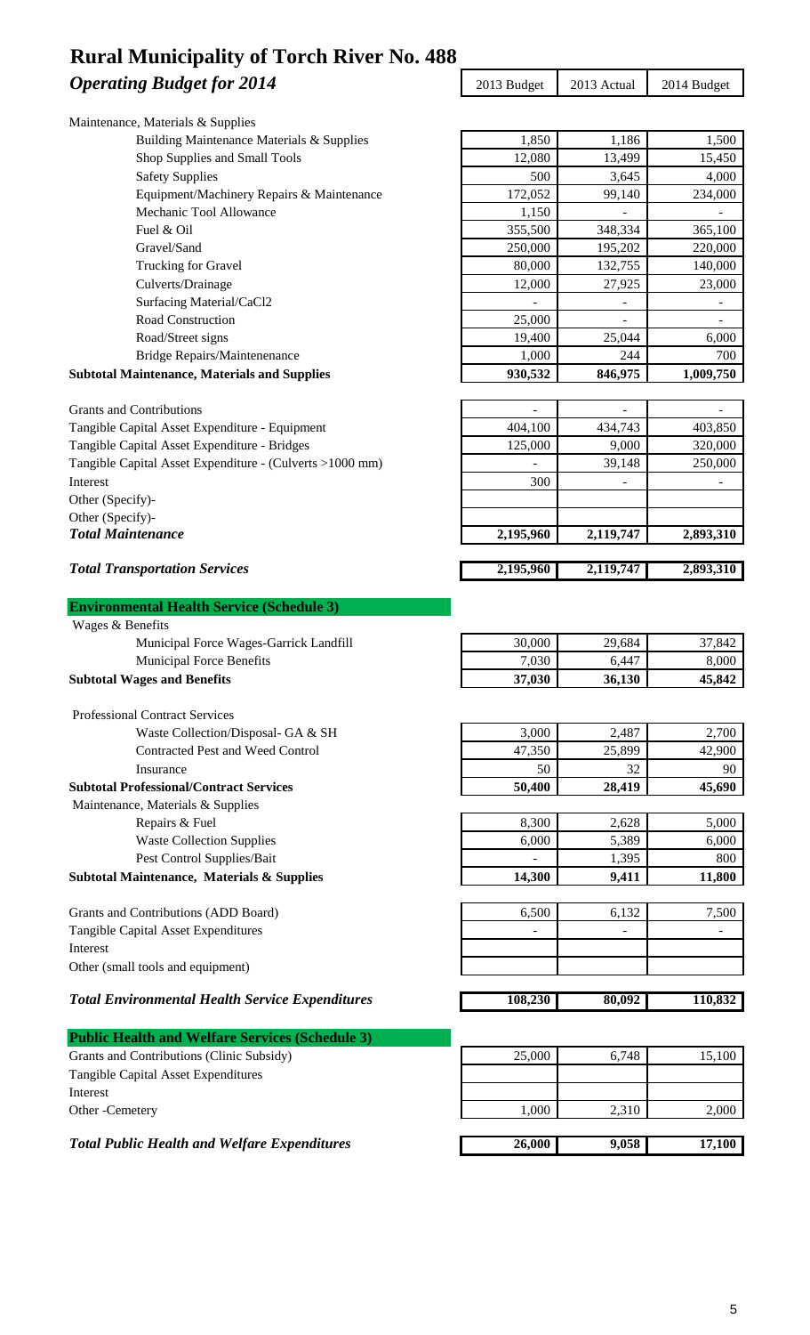# Rural Municipality of Torch River No. 488

## *Operating Budget for 2014*

| | 2013 Budget | 2013 Actual | 2014 Budget |
|---|---|---|---|
| Maintenance, Materials & Supplies | | | |
| Building Maintenance Materials & Supplies | 1,850 | 1,186 | 1,500 |
| Shop Supplies and Small Tools | 12,080 | 13,499 | 15,450 |
| Safety Supplies | 500 | 3,645 | 4,000 |
| Equipment/Machinery Repairs & Maintenance | 172,052 | 99,140 | 234,000 |
| Mechanic Tool Allowance | 1,150 | - | - |
| Fuel & Oil | 355,500 | 348,334 | 365,100 |
| Gravel/Sand | 250,000 | 195,202 | 220,000 |
| Trucking for Gravel | 80,000 | 132,755 | 140,000 |
| Culverts/Drainage | 12,000 | 27,925 | 23,000 |
| Surfacing Material/CaCl2 | - | - | - |
| Road Construction | 25,000 | - | - |
| Road/Street signs | 19,400 | 25,044 | 6,000 |
| Bridge Repairs/Maintenenance | 1,000 | 244 | 700 |
| **Subtotal Maintenance, Materials and Supplies** | **930,532** | **846,975** | **1,009,750** |
| | | | |
| Grants and Contributions | - | - | - |
| Tangible Capital Asset Expenditure - Equipment | 404,100 | 434,743 | 403,850 |
| Tangible Capital Asset Expenditure - Bridges | 125,000 | 9,000 | 320,000 |
| Tangible Capital Asset Expenditure - (Culverts >1000 mm) | - | 39,148 | 250,000 |
| Interest | 300 | - | - |
| Other (Specify)- | | | |
| Other (Specify)- | | | |
| ***Total Maintenance*** | **2,195,960** | **2,119,747** | **2,893,310** |
| | | | |
| ***Total Transportation Services*** | **2,195,960** | **2,119,747** | **2,893,310** |

| | 2013 Budget | 2013 Actual | 2014 Budget |
|---|---|---|---|
| **Environmental Health Service (Schedule 3)** | | | |
| Wages & Benefits | | | |
| Municipal Force Wages-Garrick Landfill | 30,000 | 29,684 | 37,842 |
| Municipal Force Benefits | 7,030 | 6,447 | 8,000 |
| **Subtotal Wages and Benefits** | **37,030** | **36,130** | **45,842** |
| | | | |
| Professional Contract Services | | | |
| Waste Collection/Disposal- GA & SH | 3,000 | 2,487 | 2,700 |
| Contracted Pest and Weed Control | 47,350 | 25,899 | 42,900 |
| Insurance | 50 | 32 | 90 |
| **Subtotal Professional/Contract Services** | **50,400** | **28,419** | **45,690** |
| Maintenance, Materials & Supplies | | | |
| Repairs & Fuel | 8,300 | 2,628 | 5,000 |
| Waste Collection Supplies | 6,000 | 5,389 | 6,000 |
| Pest Control Supplies/Bait | - | 1,395 | 800 |
| **Subtotal Maintenance, Materials & Supplies** | **14,300** | **9,411** | **11,800** |
| | | | |
| Grants and Contributions (ADD Board) | 6,500 | 6,132 | 7,500 |
| Tangible Capital Asset Expenditures | - | - | - |
| Interest | | | |
| Other (small tools and equipment) | | | |
| | | | |
| ***Total Environmental Health Service Expenditures*** | **108,230** | **80,092** | **110,832** |

| | 2013 Budget | 2013 Actual | 2014 Budget |
|---|---|---|---|
| **Public Health and Welfare Services (Schedule 3)** | | | |
| Grants and Contributions (Clinic Subsidy) | 25,000 | 6,748 | 15,100 |
| Tangible Capital Asset Expenditures | | | |
| Interest | | | |
| Other -Cemetery | 1,000 | 2,310 | 2,000 |
| | | | |
| ***Total Public Health and Welfare Expenditures*** | **26,000** | **9,058** | **17,100** |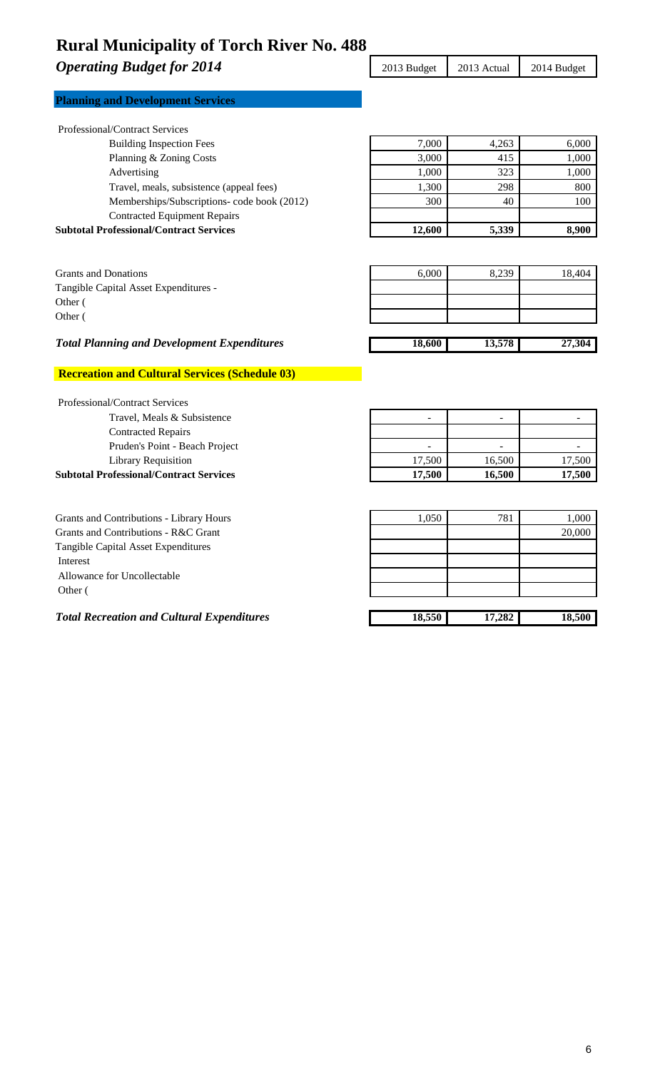# Rural Municipality of Torch River No. 488

## *Operating Budget for 2014*

| | 2013 Budget | 2013 Actual | 2014 Budget |
|---|---|---|---|
| **Planning and Development Services** | | | |
| Professional/Contract Services | | | |
| Building Inspection Fees | 7,000 | 4,263 | 6,000 |
| Planning & Zoning Costs | 3,000 | 415 | 1,000 |
| Advertising | 1,000 | 323 | 1,000 |
| Travel, meals, subsistence (appeal fees) | 1,300 | 298 | 800 |
| Memberships/Subscriptions- code book (2012) | 300 | 40 | 100 |
| Contracted Equipment Repairs | | | |
| **Subtotal Professional/Contract Services** | **12,600** | **5,339** | **8,900** |
| Grants and Donations | 6,000 | 8,239 | 18,404 |
| Tangible Capital Asset Expenditures - | | | |
| Other ( | | | |
| Other ( | | | |
| ***Total Planning and Development Expenditures*** | **18,600** | **13,578** | **27,304** |
| **Recreation and Cultural Services (Schedule 03)** | | | |
| Professional/Contract Services | | | |
| Travel, Meals & Subsistence | - | - | - |
| Contracted Repairs | | | |
| Pruden's Point - Beach Project | - | - | - |
| Library Requisition | 17,500 | 16,500 | 17,500 |
| **Subtotal Professional/Contract Services** | **17,500** | **16,500** | **17,500** |
| Grants and Contributions - Library Hours | 1,050 | 781 | 1,000 |
| Grants and Contributions - R&C Grant | | | 20,000 |
| Tangible Capital Asset Expenditures | | | |
| Interest | | | |
| Allowance for Uncollectable | | | |
| Other ( | | | |
| ***Total Recreation and Cultural Expenditures*** | **18,550** | **17,282** | **18,500** |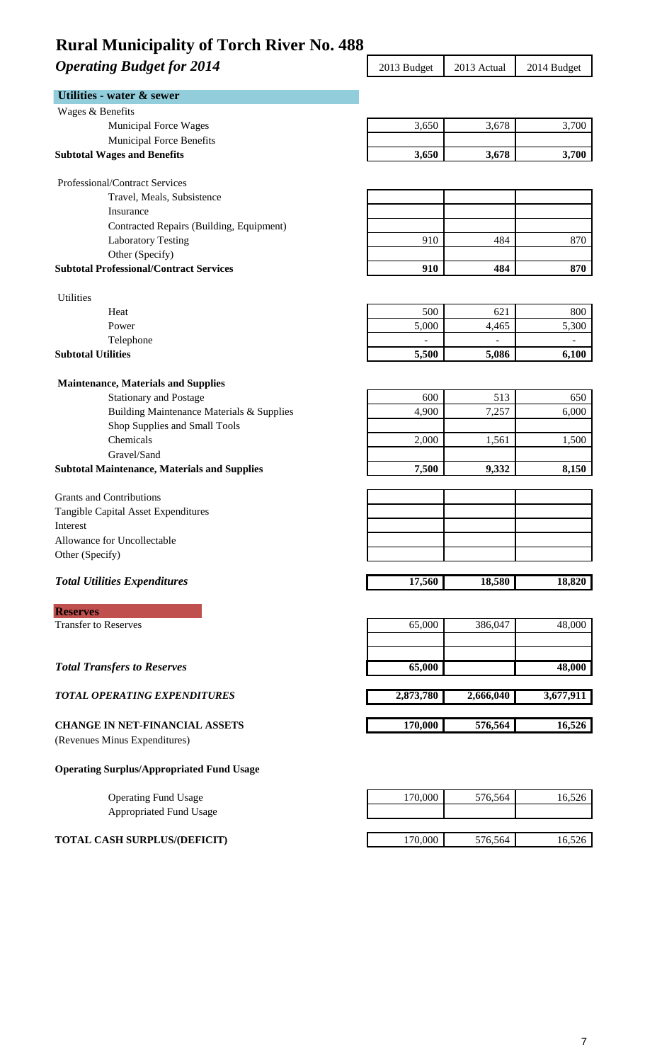# Rural Municipality of Torch River No. 488

## *Operating Budget for 2014*

| | 2013 Budget | 2013 Actual | 2014 Budget |
|---|---|---|---|
| **Utilities - water & sewer** | | | |
| Wages & Benefits | | | |
| Municipal Force Wages | 3,650 | 3,678 | 3,700 |
| Municipal Force Benefits | | | |
| **Subtotal Wages and Benefits** | **3,650** | **3,678** | **3,700** |
| | | | |
| Professional/Contract Services | | | |
| Travel, Meals, Subsistence | | | |
| Insurance | | | |
| Contracted Repairs (Building, Equipment) | | | |
| Laboratory Testing | 910 | 484 | 870 |
| Other (Specify) | | | |
| **Subtotal Professional/Contract Services** | **910** | **484** | **870** |
| | | | |
| Utilities | | | |
| Heat | 500 | 621 | 800 |
| Power | 5,000 | 4,465 | 5,300 |
| Telephone | - | - | - |
| **Subtotal Utilities** | **5,500** | **5,086** | **6,100** |
| | | | |
| **Maintenance, Materials and Supplies** | | | |
| Stationary and Postage | 600 | 513 | 650 |
| Building Maintenance Materials & Supplies | 4,900 | 7,257 | 6,000 |
| Shop Supplies and Small Tools | | | |
| Chemicals | 2,000 | 1,561 | 1,500 |
| Gravel/Sand | | | |
| **Subtotal Maintenance, Materials and Supplies** | **7,500** | **9,332** | **8,150** |
| | | | |
| Grants and Contributions | | | |
| Tangible Capital Asset Expenditures | | | |
| Interest | | | |
| Allowance for Uncollectable | | | |
| Other (Specify) | | | |
| | | | |
| ***Total Utilities Expenditures*** | **17,560** | **18,580** | **18,820** |
| | | | |
| **Reserves** | | | |
| Transfer to Reserves | 65,000 | 386,047 | 48,000 |
| | | | |
| | | | |
| ***Total Transfers to Reserves*** | **65,000** | | **48,000** |
| | | | |
| ***TOTAL OPERATING EXPENDITURES*** | **2,873,780** | **2,666,040** | **3,677,911** |
| | | | |
| **CHANGE IN NET-FINANCIAL ASSETS** | **170,000** | **576,564** | **16,526** |
| (Revenues Minus Expenditures) | | | |
| | | | |
| **Operating Surplus/Appropriated Fund Usage** | | | |
| Operating Fund Usage | 170,000 | 576,564 | 16,526 |
| Appropriated Fund Usage | | | |
| | | | |
| **TOTAL CASH SURPLUS/(DEFICIT)** | 170,000 | 576,564 | 16,526 |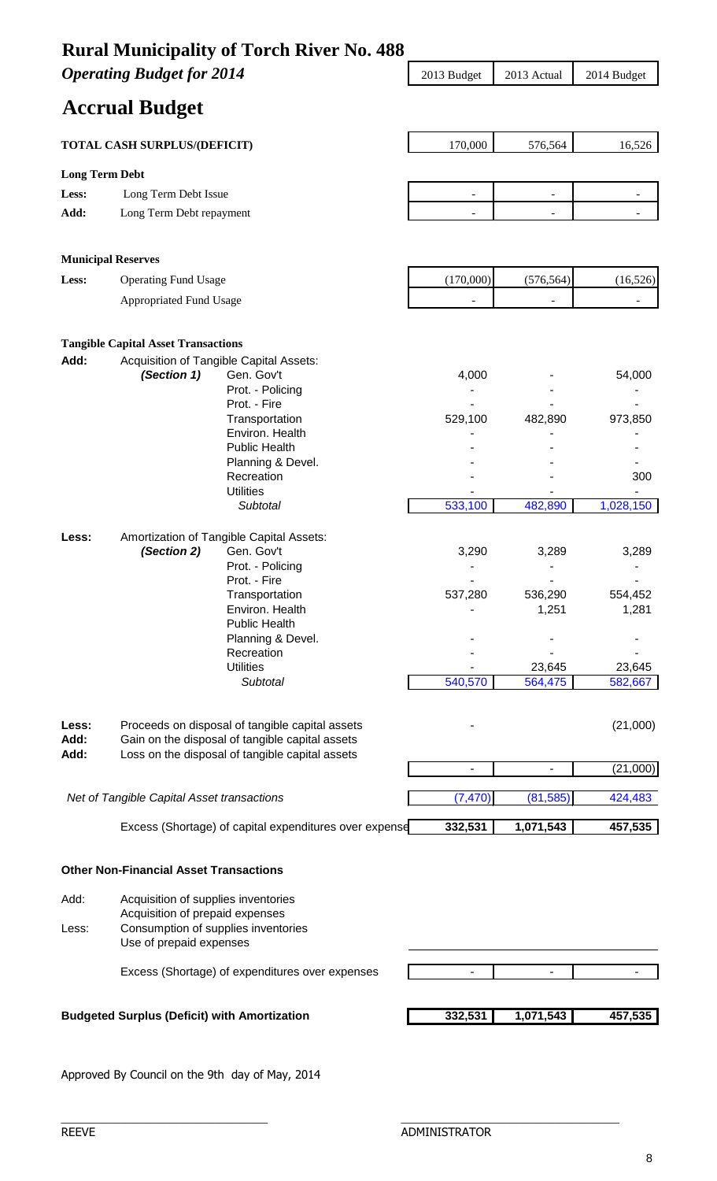# Rural Municipality of Torch River No. 488

***Operating Budget for 2014***

## Accrual Budget

| | | | 2013 Budget | 2013 Actual | 2014 Budget |
|---|---|---|---|---|---|
| **TOTAL CASH SURPLUS/(DEFICIT)** | | | 170,000 | 576,564 | 16,526 |
| **Long Term Debt** | | | | | |
| **Less:** | Long Term Debt Issue | | - | - | - |
| **Add:** | Long Term Debt repayment | | - | - | - |
| **Municipal Reserves** | | | | | |
| **Less:** | Operating Fund Usage | | (170,000) | (576,564) | (16,526) |
| | Appropriated Fund Usage | | - | - | - |
| **Tangible Capital Asset Transactions** | | | | | |
| **Add:** | Acquisition of Tangible Capital Assets: | | | | |
| | ***(Section 1)*** | Gen. Gov't | 4,000 | - | 54,000 |
| | | Prot. - Policing | - | - | - |
| | | Prot. - Fire | - | - | - |
| | | Transportation | 529,100 | 482,890 | 973,850 |
| | | Environ. Health | - | - | - |
| | | Public Health | - | - | - |
| | | Planning & Devel. | - | - | - |
| | | Recreation | - | - | 300 |
| | | Utilities | - | - | - |
| | | *Subtotal* | 533,100 | 482,890 | 1,028,150 |
| **Less:** | Amortization of Tangible Capital Assets: | | | | |
| | ***(Section 2)*** | Gen. Gov't | 3,290 | 3,289 | 3,289 |
| | | Prot. - Policing | - | - | - |
| | | Prot. - Fire | - | - | - |
| | | Transportation | 537,280 | 536,290 | 554,452 |
| | | Environ. Health | - | 1,251 | 1,281 |
| | | Public Health | | | |
| | | Planning & Devel. | - | - | - |
| | | Recreation | - | - | - |
| | | Utilities | - | 23,645 | 23,645 |
| | | *Subtotal* | 540,570 | 564,475 | 582,667 |
| **Less:** | Proceeds on disposal of tangible capital assets | | - | | (21,000) |
| **Add:** | Gain on the disposal of tangible capital assets | | | | |
| **Add:** | Loss on the disposal of tangible capital assets | | | | |
| | | | - | - | (21,000) |
| *Net of Tangible Capital Asset transactions* | | | (7,470) | (81,585) | 424,483 |
| | Excess (Shortage) of capital expenditures over expense | | **332,531** | **1,071,543** | **457,535** |
| **Other Non-Financial Asset Transactions** | | | | | |
| Add: | Acquisition of supplies inventories | | | | |
| | Acquisition of prepaid expenses | | | | |
| Less: | Consumption of supplies inventories | | | | |
| | Use of prepaid expenses | | | | |
| | Excess (Shortage) of expenditures over expenses | | - | - | - |
| **Budgeted Surplus (Deficit) with Amortization** | | | **332,531** | **1,071,543** | **457,535** |

Approved By Council on the 9th day of May, 2014

REEVE

ADMINISTRATOR